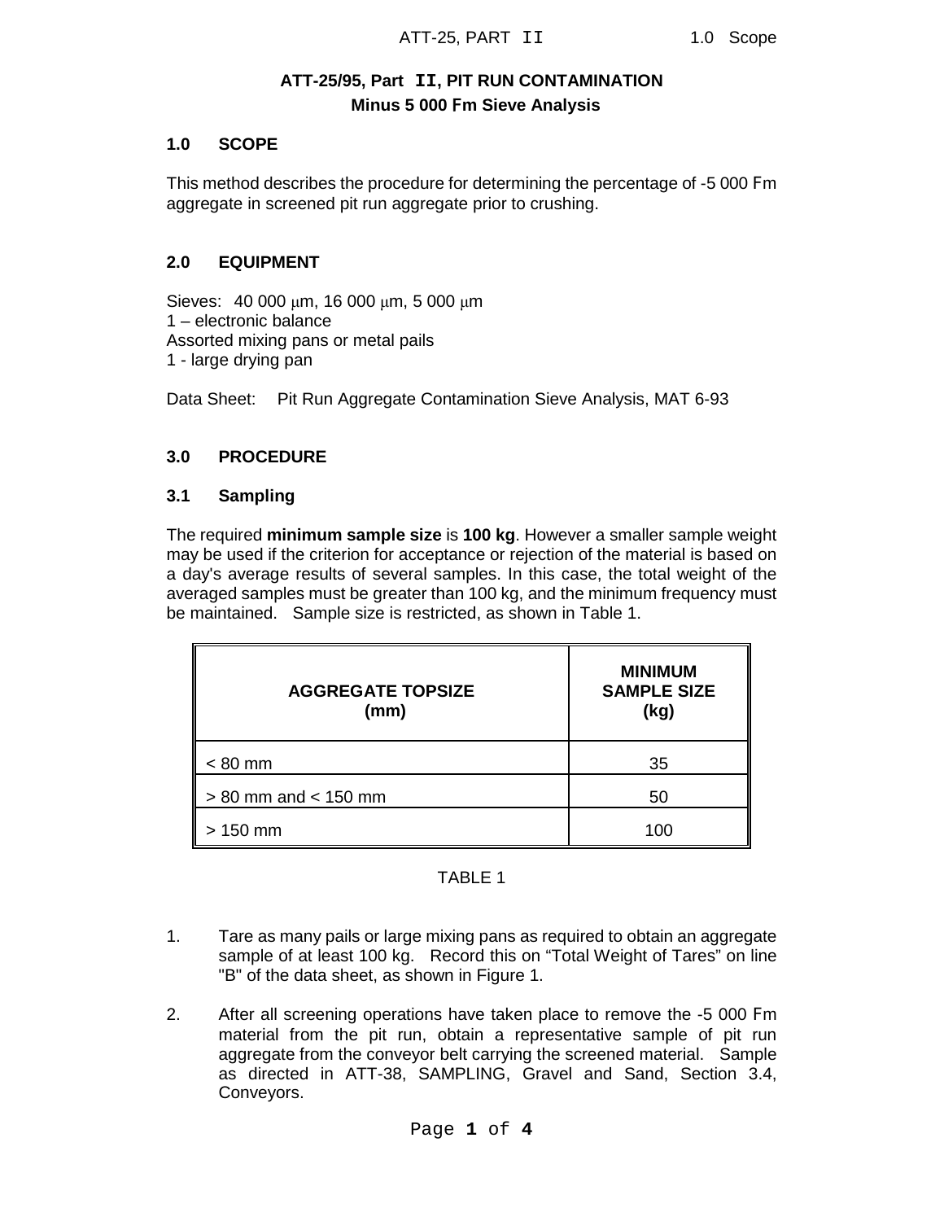# ATT-25/95, Part II, PIT RUN CONTAMINATION

## Minus 5 000 Fm Sieve Analysis

### 1.0 SCOPE

This method describes the procedure for determining the percentage of -5 000 Fm aggregate in screened pit run aggregate prior to crushing.

### 2.0 EQUIPMENT

Sieves: 40 000 μm, 16 000 μm, 5 000 μm
1 – electronic balance
Assorted mixing pans or metal pails
1 - large drying pan

Data Sheet: Pit Run Aggregate Contamination Sieve Analysis, MAT 6-93

### 3.0 PROCEDURE

### 3.1 Sampling

The required **minimum sample size** is **100 kg**. However a smaller sample weight may be used if the criterion for acceptance or rejection of the material is based on a day's average results of several samples. In this case, the total weight of the averaged samples must be greater than 100 kg, and the minimum frequency must be maintained. Sample size is restricted, as shown in Table 1.

| AGGREGATE TOPSIZE (mm) | MINIMUM SAMPLE SIZE (kg) |
|---|---|
| < 80 mm | 35 |
| > 80 mm and < 150 mm | 50 |
| > 150 mm | 100 |

TABLE 1

1. Tare as many pails or large mixing pans as required to obtain an aggregate sample of at least 100 kg. Record this on "Total Weight of Tares" on line "B" of the data sheet, as shown in Figure 1.

2. After all screening operations have taken place to remove the -5 000 Fm material from the pit run, obtain a representative sample of pit run aggregate from the conveyor belt carrying the screened material. Sample as directed in ATT-38, SAMPLING, Gravel and Sand, Section 3.4, Conveyors.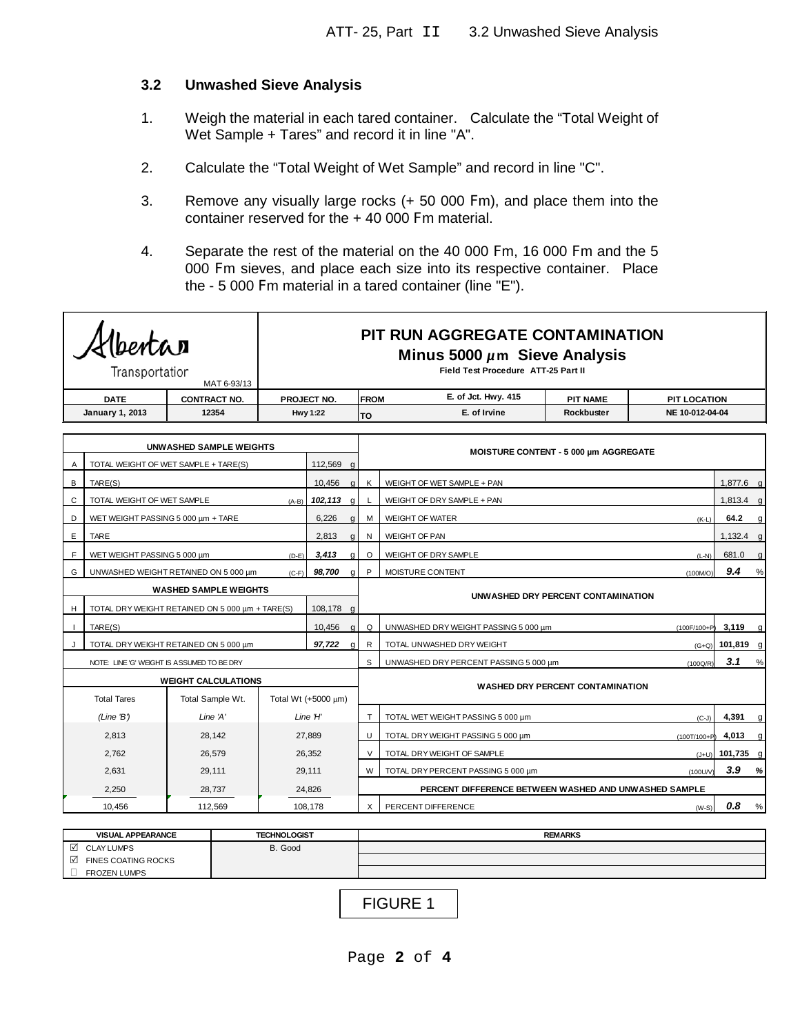## 3.2 Unwashed Sieve Analysis

1. Weigh the material in each tared container. Calculate the "Total Weight of Wet Sample + Tares" and record it in line "A".

2. Calculate the "Total Weight of Wet Sample" and record in line "C".

3. Remove any visually large rocks (+ 50 000 Fm), and place them into the container reserved for the + 40 000 Fm material.

4. Separate the rest of the material on the 40 000 Fm, 16 000 Fm and the 5 000 Fm sieves, and place each size into its respective container. Place the - 5 000 Fm material in a tared container (line "E").

Alberta Transportation — MAT 6-93/13

**PIT RUN AGGREGATE CONTAMINATION**
**Minus 5000 µm Sieve Analysis**
Field Test Procedure ATT-25 Part II

| DATE | CONTRACT NO. | PROJECT NO. | FROM / TO | | PIT NAME | PIT LOCATION |
|---|---|---|---|---|---|---|
| January 1, 2013 | 12354 | Hwy 1:22 | FROM | E. of Jct. Hwy. 415 | Rockbuster | NE 10-012-04-04 |
| | | | TO | E. of Irvine | | |

| | UNWASHED SAMPLE WEIGHTS | | | | | MOISTURE CONTENT - 5 000 µm AGGREGATE | | |
|---|---|---|---|---|---|---|---|---|
| A | TOTAL WEIGHT OF WET SAMPLE + TARE(S) | | 112,569 | g | | | | |
| B | TARE(S) | | 10,456 | g | K | WEIGHT OF WET SAMPLE + PAN | | 1,877.6 g |
| C | TOTAL WEIGHT OF WET SAMPLE | (A-B) | ***102,113*** | g | L | WEIGHT OF DRY SAMPLE + PAN | | 1,813.4 g |
| D | WET WEIGHT PASSING 5 000 µm + TARE | | 6,226 | g | M | WEIGHT OF WATER | (K-L) | **64.2** g |
| E | TARE | | 2,813 | g | N | WEIGHT OF PAN | | 1,132.4 g |
| F | WET WEIGHT PASSING 5 000 µm | (D-E) | ***3,413*** | g | O | WEIGHT OF DRY SAMPLE | (L-N) | 681.0 g |
| G | UNWASHED WEIGHT RETAINED ON 5 000 µm | (C-F) | ***98,700*** | g | P | MOISTURE CONTENT | (100M/O) | ***9.4*** % |
| | **WASHED SAMPLE WEIGHTS** | | | | | **UNWASHED DRY PERCENT CONTAMINATION** | | |
| H | TOTAL DRY WEIGHT RETAINED ON 5 000 µm + TARE(S) | | 108,178 | g | | | | |
| I | TARE(S) | | 10,456 | g | Q | UNWASHED DRY WEIGHT PASSING 5 000 µm | (100F/100+P) | **3,119** g |
| J | TOTAL DRY WEIGHT RETAINED ON 5 000 µm | | ***97,722*** | g | R | TOTAL UNWASHED DRY WEIGHT | (G+Q) | **101,819** g |
| | NOTE: LINE 'G' WEIGHT IS ASSUMED TO BE DRY | | | | S | UNWASHED DRY PERCENT PASSING 5 000 µm | (100Q/R) | ***3.1*** % |

| WEIGHT CALCULATIONS | | | | WASHED DRY PERCENT CONTAMINATION | | |
|---|---|---|---|---|---|---|
| Total Tares | Total Sample Wt. | Total Wt (+5000 µm) | | | | |
| *(Line 'B')* | *Line 'A'* | *Line 'H'* | T | TOTAL WET WEIGHT PASSING 5 000 µm | (C-J) | **4,391** g |
| 2,813 | 28,142 | 27,889 | U | TOTAL DRY WEIGHT PASSING 5 000 µm | (100T/100+P) | **4,013** g |
| 2,762 | 26,579 | 26,352 | V | TOTAL DRY WEIGHT OF SAMPLE | (J+U) | **101,735** g |
| 2,631 | 29,111 | 29,111 | W | TOTAL DRY PERCENT PASSING 5 000 µm | (100U/V) | ***3.9*** % |
| 2,250 | 28,737 | 24,826 | | **PERCENT DIFFERENCE BETWEEN WASHED AND UNWASHED SAMPLE** | | |
| 10,456 | 112,569 | 108,178 | X | PERCENT DIFFERENCE | (W-S) | ***0.8*** % |

| VISUAL APPEARANCE | TECHNOLOGIST | REMARKS |
|---|---|---|
| ☑ CLAY LUMPS | B. Good | |
| ☑ FINES COATING ROCKS | | |
| ☐ FROZEN LUMPS | | |

FIGURE 1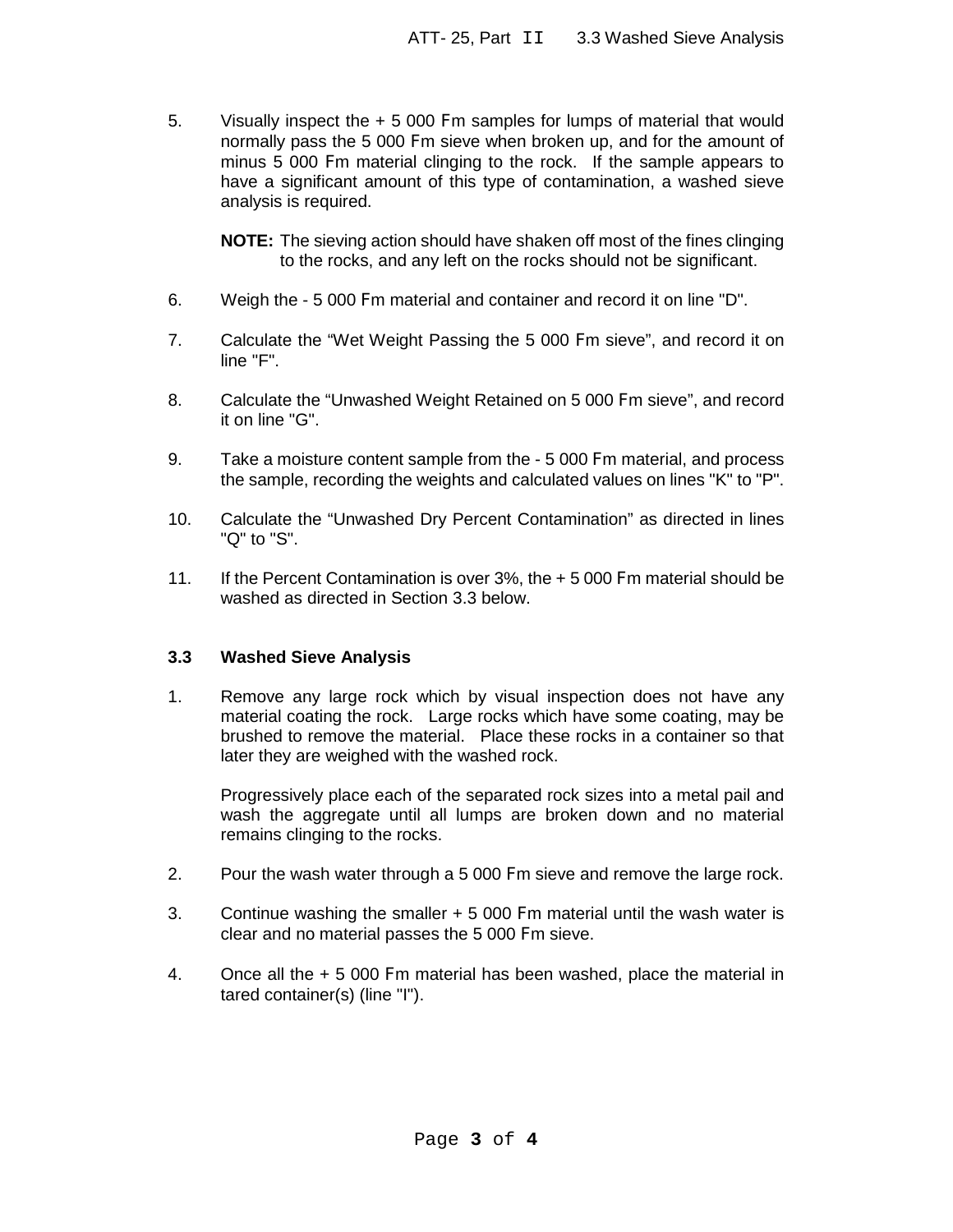5. Visually inspect the + 5 000 Fm samples for lumps of material that would normally pass the 5 000 Fm sieve when broken up, and for the amount of minus 5 000 Fm material clinging to the rock. If the sample appears to have a significant amount of this type of contamination, a washed sieve analysis is required.

   **NOTE:** The sieving action should have shaken off most of the fines clinging to the rocks, and any left on the rocks should not be significant.

6. Weigh the - 5 000 Fm material and container and record it on line "D".

7. Calculate the “Wet Weight Passing the 5 000 Fm sieve”, and record it on line "F".

8. Calculate the “Unwashed Weight Retained on 5 000 Fm sieve”, and record it on line "G".

9. Take a moisture content sample from the - 5 000 Fm material, and process the sample, recording the weights and calculated values on lines "K" to "P".

10. Calculate the “Unwashed Dry Percent Contamination” as directed in lines "Q" to "S".

11. If the Percent Contamination is over 3%, the + 5 000 Fm material should be washed as directed in Section 3.3 below.

### 3.3 Washed Sieve Analysis

1. Remove any large rock which by visual inspection does not have any material coating the rock. Large rocks which have some coating, may be brushed to remove the material. Place these rocks in a container so that later they are weighed with the washed rock.

   Progressively place each of the separated rock sizes into a metal pail and wash the aggregate until all lumps are broken down and no material remains clinging to the rocks.

2. Pour the wash water through a 5 000 Fm sieve and remove the large rock.

3. Continue washing the smaller + 5 000 Fm material until the wash water is clear and no material passes the 5 000 Fm sieve.

4. Once all the + 5 000 Fm material has been washed, place the material in tared container(s) (line "I").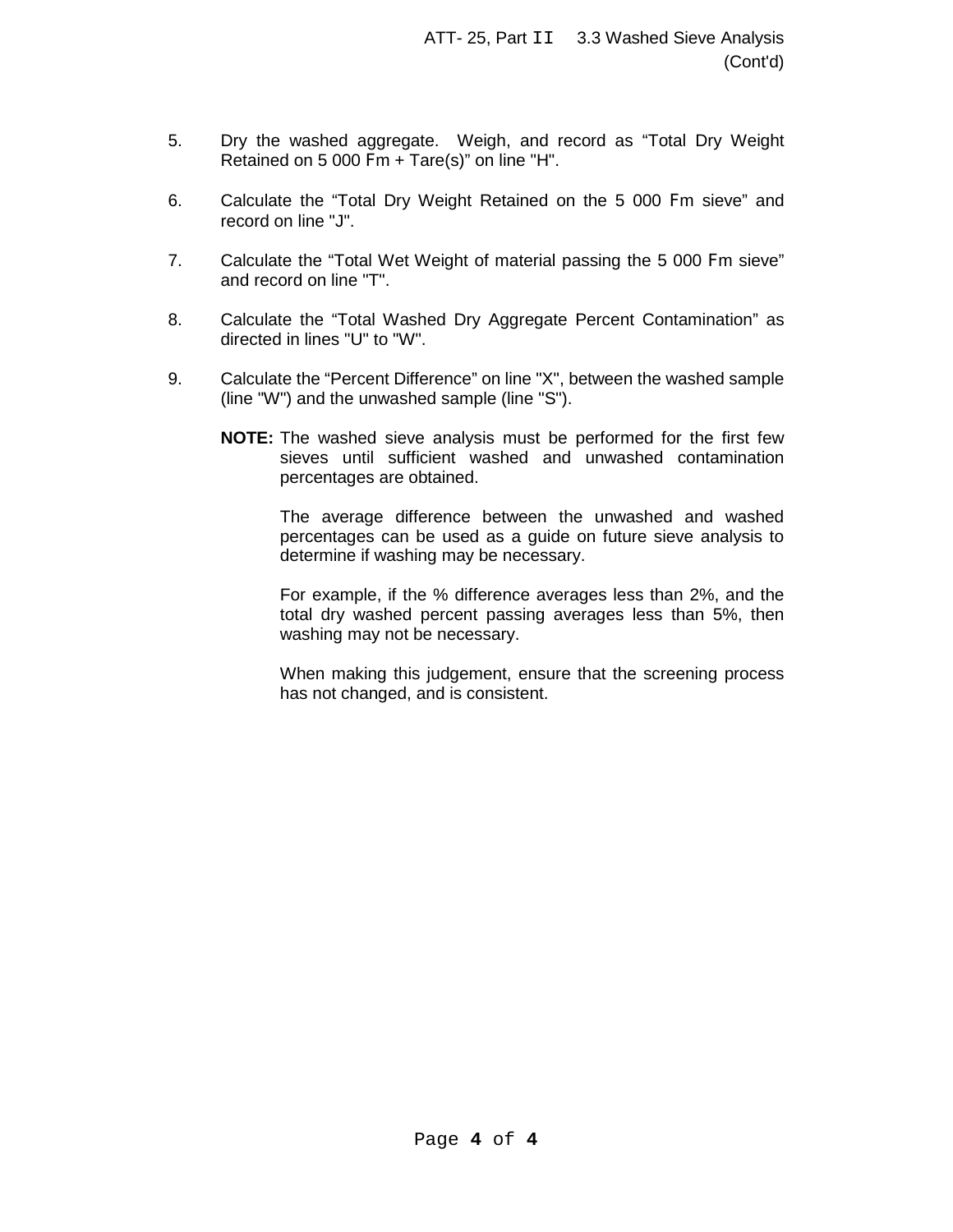5. Dry the washed aggregate. Weigh, and record as “Total Dry Weight Retained on 5 000 Fm + Tare(s)” on line "H".

6. Calculate the “Total Dry Weight Retained on the 5 000 Fm sieve” and record on line "J".

7. Calculate the “Total Wet Weight of material passing the 5 000 Fm sieve” and record on line "T".

8. Calculate the “Total Washed Dry Aggregate Percent Contamination” as directed in lines "U" to "W".

9. Calculate the “Percent Difference” on line "X", between the washed sample (line "W") and the unwashed sample (line "S").

   **NOTE:** The washed sieve analysis must be performed for the first few sieves until sufficient washed and unwashed contamination percentages are obtained.

   The average difference between the unwashed and washed percentages can be used as a guide on future sieve analysis to determine if washing may be necessary.

   For example, if the % difference averages less than 2%, and the total dry washed percent passing averages less than 5%, then washing may not be necessary.

   When making this judgement, ensure that the screening process has not changed, and is consistent.